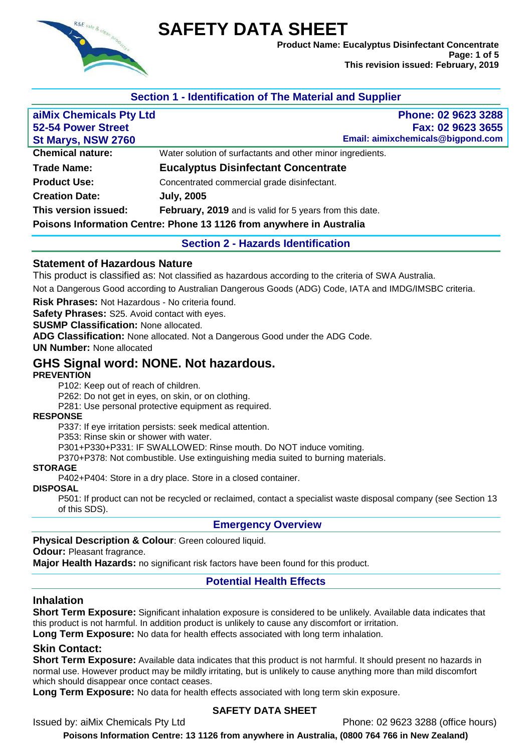# SAFETY DATA SHEET

**Product Name: Eucalyptus Disinfectant Concentrate**
**This revision issued: February, 2019**

## Section 1 - Identification of The Material and Supplier

| | |
|---|---|
| **aiMix Chemicals Pty Ltd** | **Phone: 02 9623 3288** |
| **52-54 Power Street** | **Fax: 02 9623 3655** |
| **St Marys, NSW 2760** | **Email: aimixchemicals@bigpond.com** |

| | |
|---|---|
| **Chemical nature:** | Water solution of surfactants and other minor ingredients. |
| **Trade Name:** | **Eucalyptus Disinfectant Concentrate** |
| **Product Use:** | Concentrated commercial grade disinfectant. |
| **Creation Date:** | **July, 2005** |
| **This version issued:** | **February, 2019** and is valid for 5 years from this date. |

**Poisons Information Centre: Phone 13 1126 from anywhere in Australia**

## Section 2 - Hazards Identification

### Statement of Hazardous Nature

This product is classified as: Not classified as hazardous according to the criteria of SWA Australia.

Not a Dangerous Good according to Australian Dangerous Goods (ADG) Code, IATA and IMDG/IMSBC criteria.

**Risk Phrases:** Not Hazardous - No criteria found.
**Safety Phrases:** S25. Avoid contact with eyes.
**SUSMP Classification:** None allocated.
**ADG Classification:** None allocated. Not a Dangerous Good under the ADG Code.
**UN Number:** None allocated

### GHS Signal word: NONE. Not hazardous.

**PREVENTION**

P102: Keep out of reach of children.
P262: Do not get in eyes, on skin, or on clothing.
P281: Use personal protective equipment as required.

**RESPONSE**

P337: If eye irritation persists: seek medical attention.
P353: Rinse skin or shower with water.
P301+P330+P331: IF SWALLOWED: Rinse mouth. Do NOT induce vomiting.
P370+P378: Not combustible. Use extinguishing media suited to burning materials.

**STORAGE**

P402+P404: Store in a dry place. Store in a closed container.

**DISPOSAL**

P501: If product can not be recycled or reclaimed, contact a specialist waste disposal company (see Section 13 of this SDS).

## Emergency Overview

**Physical Description & Colour**: Green coloured liquid.
**Odour:** Pleasant fragrance.
**Major Health Hazards:** no significant risk factors have been found for this product.

## Potential Health Effects

### Inhalation

**Short Term Exposure:** Significant inhalation exposure is considered to be unlikely. Available data indicates that this product is not harmful. In addition product is unlikely to cause any discomfort or irritation.
**Long Term Exposure:** No data for health effects associated with long term inhalation.

### Skin Contact:

**Short Term Exposure:** Available data indicates that this product is not harmful. It should present no hazards in normal use. However product may be mildly irritating, but is unlikely to cause anything more than mild discomfort which should disappear once contact ceases.
**Long Term Exposure:** No data for health effects associated with long term skin exposure.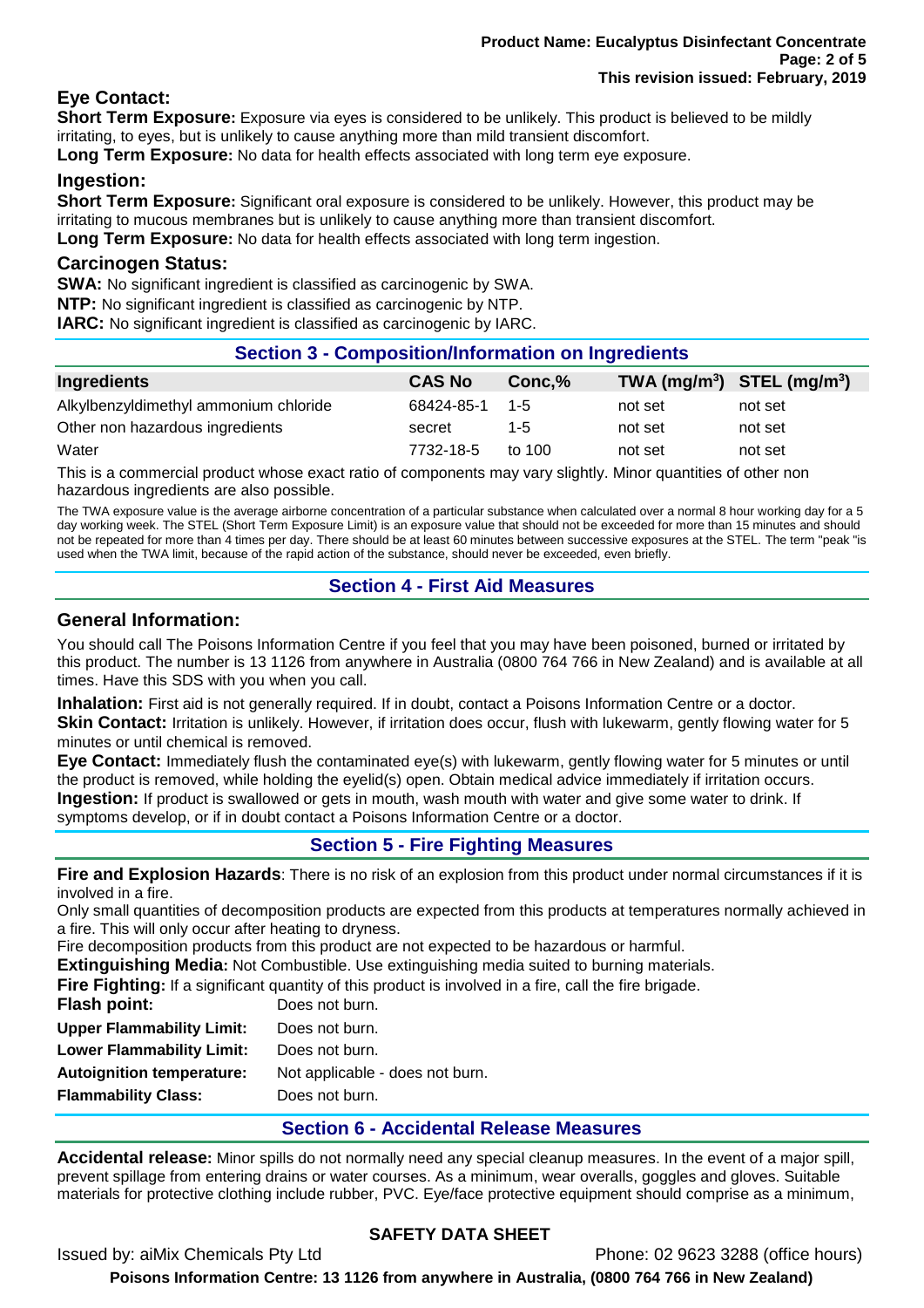## Eye Contact:

**Short Term Exposure:** Exposure via eyes is considered to be unlikely. This product is believed to be mildly irritating, to eyes, but is unlikely to cause anything more than mild transient discomfort.

**Long Term Exposure:** No data for health effects associated with long term eye exposure.

## Ingestion:

**Short Term Exposure:** Significant oral exposure is considered to be unlikely. However, this product may be irritating to mucous membranes but is unlikely to cause anything more than transient discomfort.

**Long Term Exposure:** No data for health effects associated with long term ingestion.

## Carcinogen Status:

**SWA:** No significant ingredient is classified as carcinogenic by SWA.

**NTP:** No significant ingredient is classified as carcinogenic by NTP.

**IARC:** No significant ingredient is classified as carcinogenic by IARC.

## Section 3 - Composition/Information on Ingredients

| Ingredients | CAS No | Conc,% | TWA ($mg/m^3$) | STEL ($mg/m^3$) |
|---|---|---|---|---|
| Alkylbenzyldimethyl ammonium chloride | 68424-85-1 | 1-5 | not set | not set |
| Other non hazardous ingredients | secret | 1-5 | not set | not set |
| Water | 7732-18-5 | to 100 | not set | not set |

This is a commercial product whose exact ratio of components may vary slightly. Minor quantities of other non hazardous ingredients are also possible.

The TWA exposure value is the average airborne concentration of a particular substance when calculated over a normal 8 hour working day for a 5 day working week. The STEL (Short Term Exposure Limit) is an exposure value that should not be exceeded for more than 15 minutes and should not be repeated for more than 4 times per day. There should be at least 60 minutes between successive exposures at the STEL. The term "peak "is used when the TWA limit, because of the rapid action of the substance, should never be exceeded, even briefly.

## Section 4 - First Aid Measures

## General Information:

You should call The Poisons Information Centre if you feel that you may have been poisoned, burned or irritated by this product. The number is 13 1126 from anywhere in Australia (0800 764 766 in New Zealand) and is available at all times. Have this SDS with you when you call.

**Inhalation:** First aid is not generally required. If in doubt, contact a Poisons Information Centre or a doctor.

**Skin Contact:** Irritation is unlikely. However, if irritation does occur, flush with lukewarm, gently flowing water for 5 minutes or until chemical is removed.

**Eye Contact:** Immediately flush the contaminated eye(s) with lukewarm, gently flowing water for 5 minutes or until the product is removed, while holding the eyelid(s) open. Obtain medical advice immediately if irritation occurs.

**Ingestion:** If product is swallowed or gets in mouth, wash mouth with water and give some water to drink. If symptoms develop, or if in doubt contact a Poisons Information Centre or a doctor.

## Section 5 - Fire Fighting Measures

**Fire and Explosion Hazards**: There is no risk of an explosion from this product under normal circumstances if it is involved in a fire.

Only small quantities of decomposition products are expected from this products at temperatures normally achieved in a fire. This will only occur after heating to dryness.

Fire decomposition products from this product are not expected to be hazardous or harmful.

**Extinguishing Media:** Not Combustible. Use extinguishing media suited to burning materials.

**Fire Fighting:** If a significant quantity of this product is involved in a fire, call the fire brigade.

**Flash point:** Does not burn.

**Upper Flammability Limit:** Does not burn.

**Lower Flammability Limit:** Does not burn.

**Autoignition temperature:** Not applicable - does not burn.

**Flammability Class:** Does not burn.

## Section 6 - Accidental Release Measures

**Accidental release:** Minor spills do not normally need any special cleanup measures. In the event of a major spill, prevent spillage from entering drains or water courses. As a minimum, wear overalls, goggles and gloves. Suitable materials for protective clothing include rubber, PVC. Eye/face protective equipment should comprise as a minimum,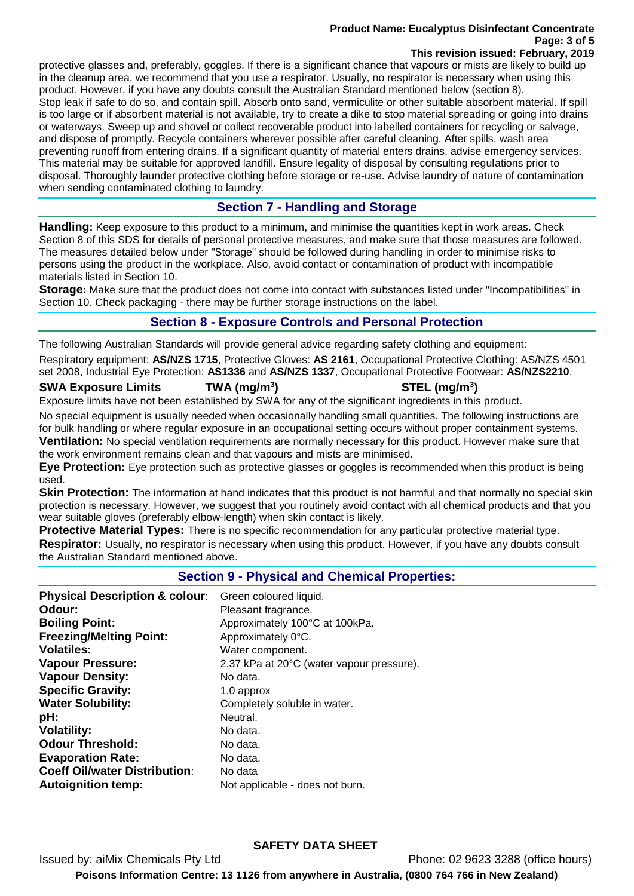protective glasses and, preferably, goggles. If there is a significant chance that vapours or mists are likely to build up in the cleanup area, we recommend that you use a respirator. Usually, no respirator is necessary when using this product. However, if you have any doubts consult the Australian Standard mentioned below (section 8).
Stop leak if safe to do so, and contain spill. Absorb onto sand, vermiculite or other suitable absorbent material. If spill is too large or if absorbent material is not available, try to create a dike to stop material spreading or going into drains or waterways. Sweep up and shovel or collect recoverable product into labelled containers for recycling or salvage, and dispose of promptly. Recycle containers wherever possible after careful cleaning. After spills, wash area preventing runoff from entering drains. If a significant quantity of material enters drains, advise emergency services. This material may be suitable for approved landfill. Ensure legality of disposal by consulting regulations prior to disposal. Thoroughly launder protective clothing before storage or re-use. Advise laundry of nature of contamination when sending contaminated clothing to laundry.

## Section 7 - Handling and Storage

**Handling:** Keep exposure to this product to a minimum, and minimise the quantities kept in work areas. Check Section 8 of this SDS for details of personal protective measures, and make sure that those measures are followed. The measures detailed below under "Storage" should be followed during handling in order to minimise risks to persons using the product in the workplace. Also, avoid contact or contamination of product with incompatible materials listed in Section 10.

**Storage:** Make sure that the product does not come into contact with substances listed under "Incompatibilities" in Section 10. Check packaging - there may be further storage instructions on the label.

## Section 8 - Exposure Controls and Personal Protection

The following Australian Standards will provide general advice regarding safety clothing and equipment:

Respiratory equipment: **AS/NZS 1715**, Protective Gloves: **AS 2161**, Occupational Protective Clothing: AS/NZS 4501 set 2008, Industrial Eye Protection: **AS1336** and **AS/NZS 1337**, Occupational Protective Footwear: **AS/NZS2210**.

| **SWA Exposure Limits** | **TWA (mg/m$^3$)** | **STEL (mg/m$^3$)** |
|---|---|---|

Exposure limits have not been established by SWA for any of the significant ingredients in this product.

No special equipment is usually needed when occasionally handling small quantities. The following instructions are for bulk handling or where regular exposure in an occupational setting occurs without proper containment systems.

**Ventilation:** No special ventilation requirements are normally necessary for this product. However make sure that the work environment remains clean and that vapours and mists are minimised.

**Eye Protection:** Eye protection such as protective glasses or goggles is recommended when this product is being used.

**Skin Protection:** The information at hand indicates that this product is not harmful and that normally no special skin protection is necessary. However, we suggest that you routinely avoid contact with all chemical products and that you wear suitable gloves (preferably elbow-length) when skin contact is likely.

**Protective Material Types:** There is no specific recommendation for any particular protective material type.

**Respirator:** Usually, no respirator is necessary when using this product. However, if you have any doubts consult the Australian Standard mentioned above.

## Section 9 - Physical and Chemical Properties:

| | |
|---|---|
| **Physical Description & colour**: | Green coloured liquid. |
| **Odour:** | Pleasant fragrance. |
| **Boiling Point:** | Approximately 100°C at 100kPa. |
| **Freezing/Melting Point:** | Approximately 0°C. |
| **Volatiles:** | Water component. |
| **Vapour Pressure:** | 2.37 kPa at 20°C (water vapour pressure). |
| **Vapour Density:** | No data. |
| **Specific Gravity:** | 1.0 approx |
| **Water Solubility:** | Completely soluble in water. |
| **pH:** | Neutral. |
| **Volatility:** | No data. |
| **Odour Threshold:** | No data. |
| **Evaporation Rate:** | No data. |
| **Coeff Oil/water Distribution**: | No data |
| **Autoignition temp:** | Not applicable - does not burn. |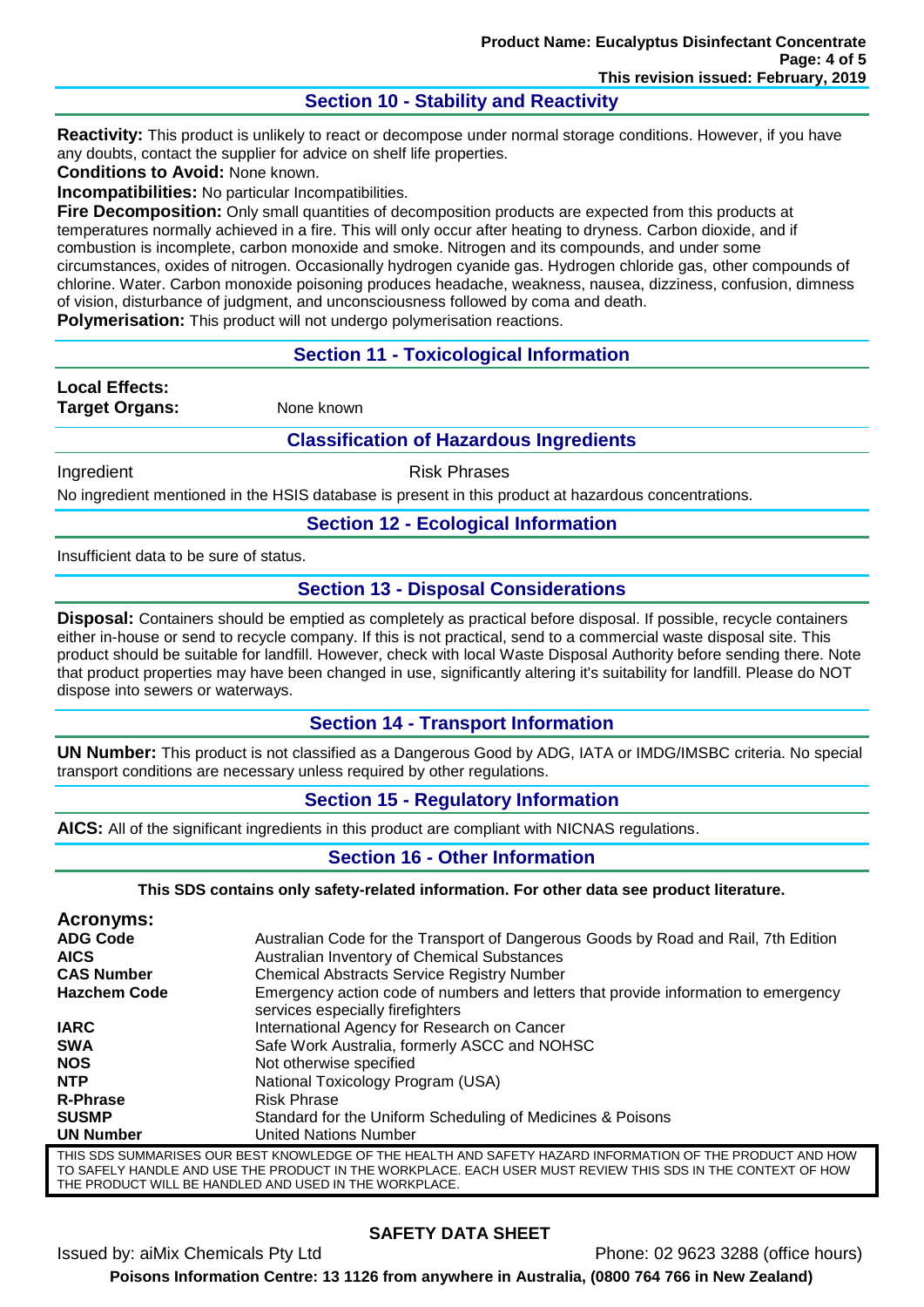## Section 10 - Stability and Reactivity

**Reactivity:** This product is unlikely to react or decompose under normal storage conditions. However, if you have any doubts, contact the supplier for advice on shelf life properties.

**Conditions to Avoid:** None known.

**Incompatibilities:** No particular Incompatibilities.

**Fire Decomposition:** Only small quantities of decomposition products are expected from this products at temperatures normally achieved in a fire. This will only occur after heating to dryness. Carbon dioxide, and if combustion is incomplete, carbon monoxide and smoke. Nitrogen and its compounds, and under some circumstances, oxides of nitrogen. Occasionally hydrogen cyanide gas. Hydrogen chloride gas, other compounds of chlorine. Water. Carbon monoxide poisoning produces headache, weakness, nausea, dizziness, confusion, dimness of vision, disturbance of judgment, and unconsciousness followed by coma and death.

**Polymerisation:** This product will not undergo polymerisation reactions.

## Section 11 - Toxicological Information

**Local Effects:**

**Target Organs:** None known

### Classification of Hazardous Ingredients

| Ingredient | Risk Phrases |
| --- | --- |

No ingredient mentioned in the HSIS database is present in this product at hazardous concentrations.

## Section 12 - Ecological Information

Insufficient data to be sure of status.

## Section 13 - Disposal Considerations

**Disposal:** Containers should be emptied as completely as practical before disposal. If possible, recycle containers either in-house or send to recycle company. If this is not practical, send to a commercial waste disposal site. This product should be suitable for landfill. However, check with local Waste Disposal Authority before sending there. Note that product properties may have been changed in use, significantly altering it's suitability for landfill. Please do NOT dispose into sewers or waterways.

## Section 14 - Transport Information

**UN Number:** This product is not classified as a Dangerous Good by ADG, IATA or IMDG/IMSBC criteria. No special transport conditions are necessary unless required by other regulations.

## Section 15 - Regulatory Information

**AICS:** All of the significant ingredients in this product are compliant with NICNAS regulations.

## Section 16 - Other Information

**This SDS contains only safety-related information. For other data see product literature.**

**Acronyms:**

| | |
| --- | --- |
| **ADG Code** | Australian Code for the Transport of Dangerous Goods by Road and Rail, 7th Edition |
| **AICS** | Australian Inventory of Chemical Substances |
| **CAS Number** | Chemical Abstracts Service Registry Number |
| **Hazchem Code** | Emergency action code of numbers and letters that provide information to emergency services especially firefighters |
| **IARC** | International Agency for Research on Cancer |
| **SWA** | Safe Work Australia, formerly ASCC and NOHSC |
| **NOS** | Not otherwise specified |
| **NTP** | National Toxicology Program (USA) |
| **R-Phrase** | Risk Phrase |
| **SUSMP** | Standard for the Uniform Scheduling of Medicines & Poisons |
| **UN Number** | United Nations Number |

THIS SDS SUMMARISES OUR BEST KNOWLEDGE OF THE HEALTH AND SAFETY HAZARD INFORMATION OF THE PRODUCT AND HOW TO SAFELY HANDLE AND USE THE PRODUCT IN THE WORKPLACE. EACH USER MUST REVIEW THIS SDS IN THE CONTEXT OF HOW THE PRODUCT WILL BE HANDLED AND USED IN THE WORKPLACE.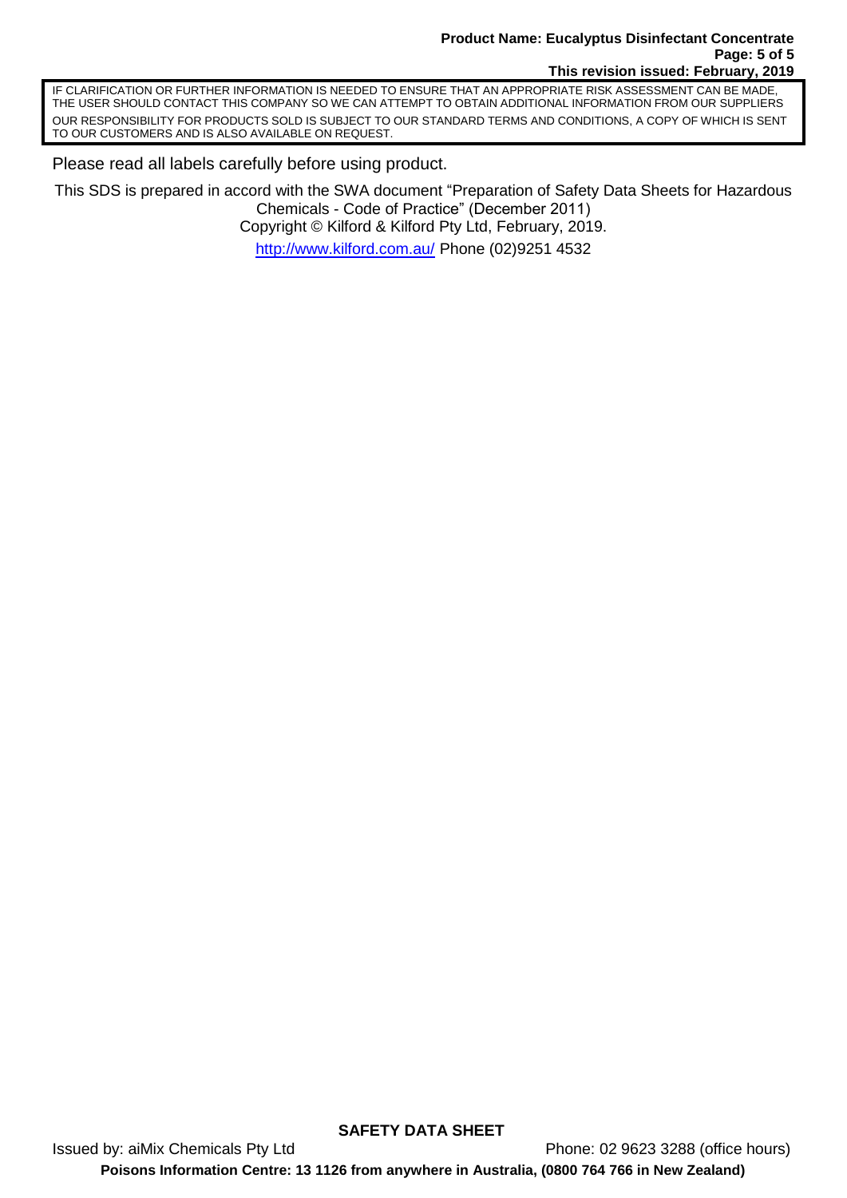IF CLARIFICATION OR FURTHER INFORMATION IS NEEDED TO ENSURE THAT AN APPROPRIATE RISK ASSESSMENT CAN BE MADE, THE USER SHOULD CONTACT THIS COMPANY SO WE CAN ATTEMPT TO OBTAIN ADDITIONAL INFORMATION FROM OUR SUPPLIERS

OUR RESPONSIBILITY FOR PRODUCTS SOLD IS SUBJECT TO OUR STANDARD TERMS AND CONDITIONS, A COPY OF WHICH IS SENT TO OUR CUSTOMERS AND IS ALSO AVAILABLE ON REQUEST.

Please read all labels carefully before using product.

This SDS is prepared in accord with the SWA document "Preparation of Safety Data Sheets for Hazardous Chemicals - Code of Practice" (December 2011)

Copyright © Kilford & Kilford Pty Ltd, February, 2019.

http://www.kilford.com.au/ Phone (02)9251 4532